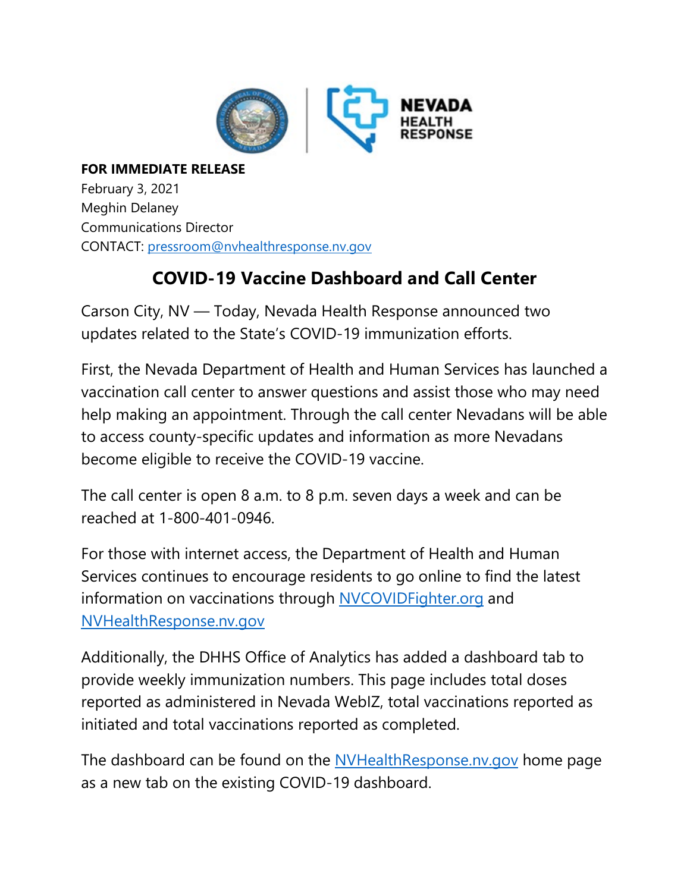**FOR IMMEDIATE RELEASE**
February 3, 2021
Meghin Delaney
Communications Director
CONTACT: pressroom@nvhealthresponse.nv.gov

## COVID-19 Vaccine Dashboard and Call Center

Carson City, NV — Today, Nevada Health Response announced two updates related to the State's COVID-19 immunization efforts.

First, the Nevada Department of Health and Human Services has launched a vaccination call center to answer questions and assist those who may need help making an appointment. Through the call center Nevadans will be able to access county-specific updates and information as more Nevadans become eligible to receive the COVID-19 vaccine.

The call center is open 8 a.m. to 8 p.m. seven days a week and can be reached at 1-800-401-0946.

For those with internet access, the Department of Health and Human Services continues to encourage residents to go online to find the latest information on vaccinations through NVCOVIDFighter.org and NVHealthResponse.nv.gov

Additionally, the DHHS Office of Analytics has added a dashboard tab to provide weekly immunization numbers. This page includes total doses reported as administered in Nevada WebIZ, total vaccinations reported as initiated and total vaccinations reported as completed.

The dashboard can be found on the NVHealthResponse.nv.gov home page as a new tab on the existing COVID-19 dashboard.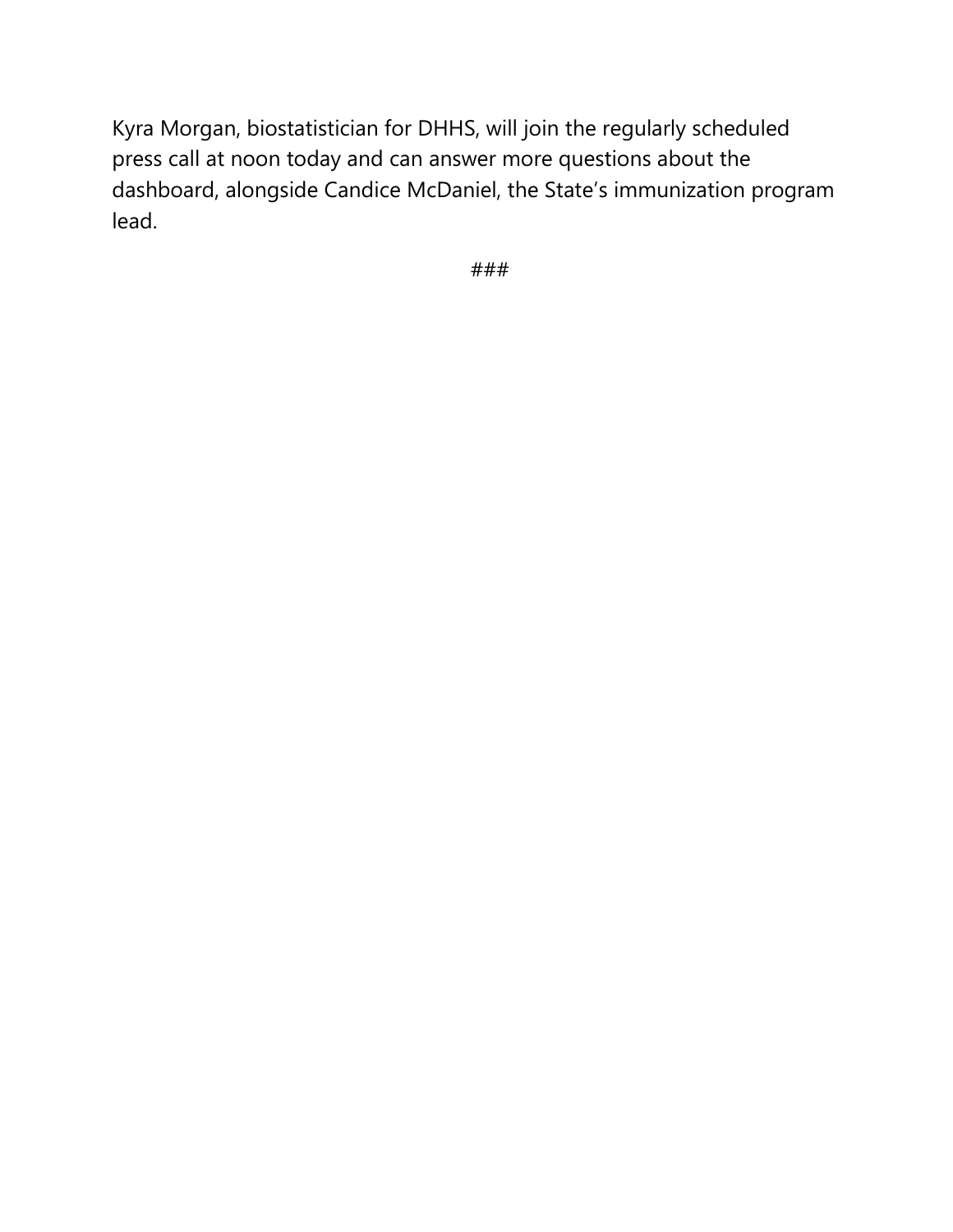Kyra Morgan, biostatistician for DHHS, will join the regularly scheduled press call at noon today and can answer more questions about the dashboard, alongside Candice McDaniel, the State's immunization program lead.

###